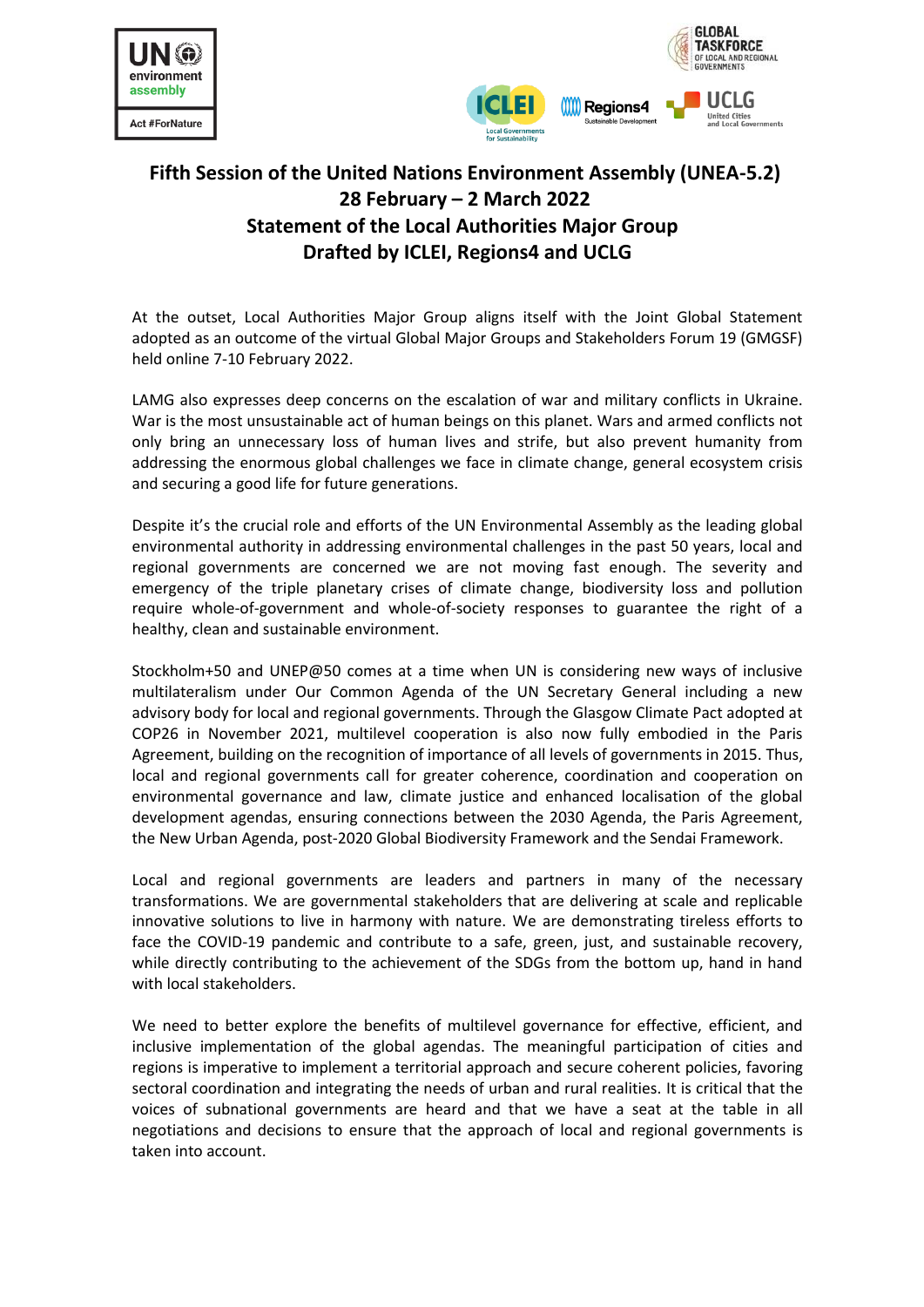# Fifth Session of the United Nations Environment Assembly (UNEA-5.2)
# 28 February – 2 March 2022
# Statement of the Local Authorities Major Group
# Drafted by ICLEI, Regions4 and UCLG

At the outset, Local Authorities Major Group aligns itself with the Joint Global Statement adopted as an outcome of the virtual Global Major Groups and Stakeholders Forum 19 (GMGSF) held online 7-10 February 2022.

LAMG also expresses deep concerns on the escalation of war and military conflicts in Ukraine. War is the most unsustainable act of human beings on this planet. Wars and armed conflicts not only bring an unnecessary loss of human lives and strife, but also prevent humanity from addressing the enormous global challenges we face in climate change, general ecosystem crisis and securing a good life for future generations.

Despite it's the crucial role and efforts of the UN Environmental Assembly as the leading global environmental authority in addressing environmental challenges in the past 50 years, local and regional governments are concerned we are not moving fast enough. The severity and emergency of the triple planetary crises of climate change, biodiversity loss and pollution require whole-of-government and whole-of-society responses to guarantee the right of a healthy, clean and sustainable environment.

Stockholm+50 and UNEP@50 comes at a time when UN is considering new ways of inclusive multilateralism under Our Common Agenda of the UN Secretary General including a new advisory body for local and regional governments. Through the Glasgow Climate Pact adopted at COP26 in November 2021, multilevel cooperation is also now fully embodied in the Paris Agreement, building on the recognition of importance of all levels of governments in 2015. Thus, local and regional governments call for greater coherence, coordination and cooperation on environmental governance and law, climate justice and enhanced localisation of the global development agendas, ensuring connections between the 2030 Agenda, the Paris Agreement, the New Urban Agenda, post-2020 Global Biodiversity Framework and the Sendai Framework.

Local and regional governments are leaders and partners in many of the necessary transformations. We are governmental stakeholders that are delivering at scale and replicable innovative solutions to live in harmony with nature. We are demonstrating tireless efforts to face the COVID-19 pandemic and contribute to a safe, green, just, and sustainable recovery, while directly contributing to the achievement of the SDGs from the bottom up, hand in hand with local stakeholders.

We need to better explore the benefits of multilevel governance for effective, efficient, and inclusive implementation of the global agendas. The meaningful participation of cities and regions is imperative to implement a territorial approach and secure coherent policies, favoring sectoral coordination and integrating the needs of urban and rural realities. It is critical that the voices of subnational governments are heard and that we have a seat at the table in all negotiations and decisions to ensure that the approach of local and regional governments is taken into account.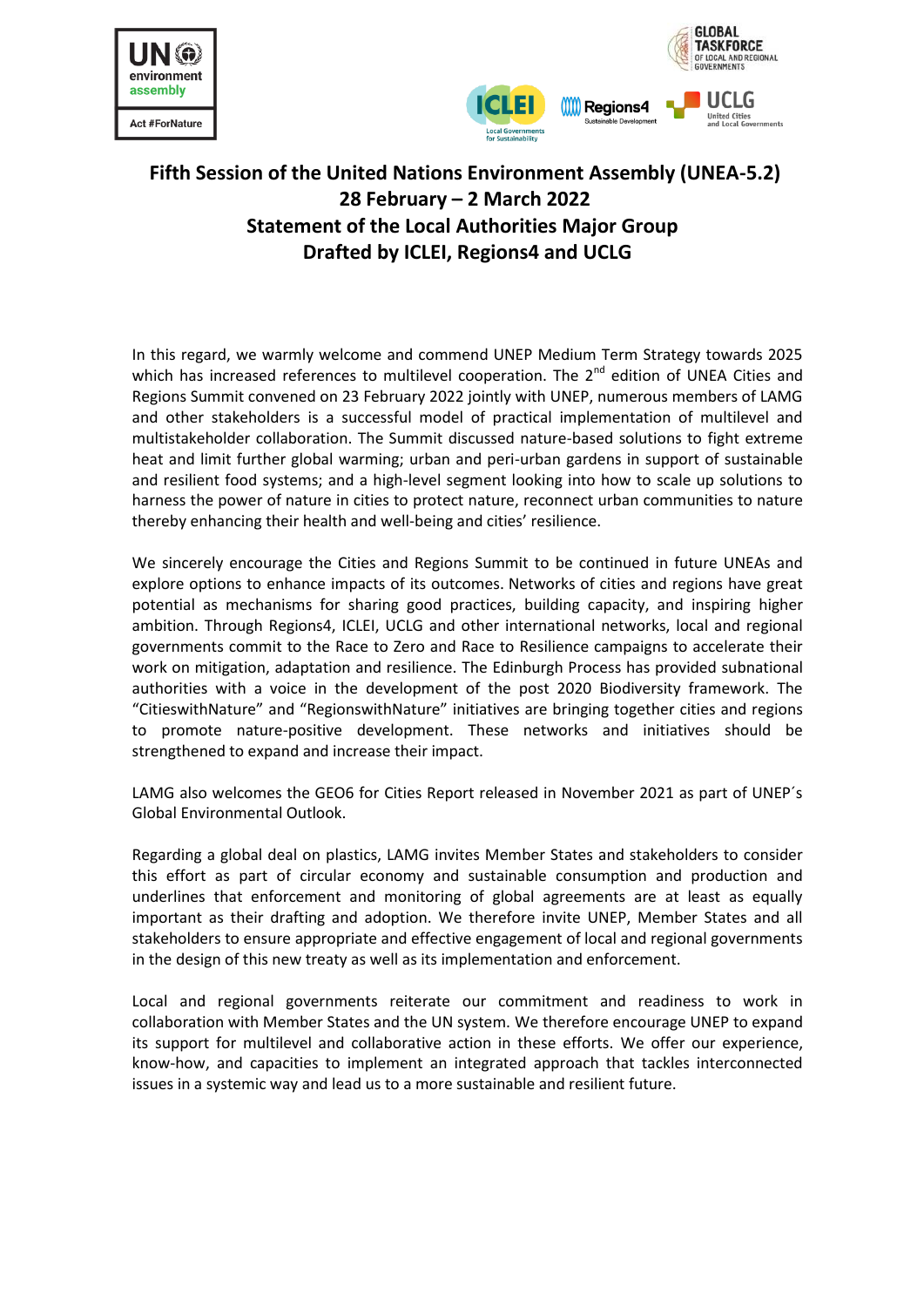# Fifth Session of the United Nations Environment Assembly (UNEA-5.2)
# 28 February – 2 March 2022
# Statement of the Local Authorities Major Group
# Drafted by ICLEI, Regions4 and UCLG

In this regard, we warmly welcome and commend UNEP Medium Term Strategy towards 2025 which has increased references to multilevel cooperation. The 2nd edition of UNEA Cities and Regions Summit convened on 23 February 2022 jointly with UNEP, numerous members of LAMG and other stakeholders is a successful model of practical implementation of multilevel and multistakeholder collaboration. The Summit discussed nature-based solutions to fight extreme heat and limit further global warming; urban and peri-urban gardens in support of sustainable and resilient food systems; and a high-level segment looking into how to scale up solutions to harness the power of nature in cities to protect nature, reconnect urban communities to nature thereby enhancing their health and well-being and cities' resilience.

We sincerely encourage the Cities and Regions Summit to be continued in future UNEAs and explore options to enhance impacts of its outcomes. Networks of cities and regions have great potential as mechanisms for sharing good practices, building capacity, and inspiring higher ambition. Through Regions4, ICLEI, UCLG and other international networks, local and regional governments commit to the Race to Zero and Race to Resilience campaigns to accelerate their work on mitigation, adaptation and resilience. The Edinburgh Process has provided subnational authorities with a voice in the development of the post 2020 Biodiversity framework. The "CitieswithNature" and "RegionswithNature" initiatives are bringing together cities and regions to promote nature-positive development. These networks and initiatives should be strengthened to expand and increase their impact.

LAMG also welcomes the GEO6 for Cities Report released in November 2021 as part of UNEP´s Global Environmental Outlook.

Regarding a global deal on plastics, LAMG invites Member States and stakeholders to consider this effort as part of circular economy and sustainable consumption and production and underlines that enforcement and monitoring of global agreements are at least as equally important as their drafting and adoption. We therefore invite UNEP, Member States and all stakeholders to ensure appropriate and effective engagement of local and regional governments in the design of this new treaty as well as its implementation and enforcement.

Local and regional governments reiterate our commitment and readiness to work in collaboration with Member States and the UN system. We therefore encourage UNEP to expand its support for multilevel and collaborative action in these efforts. We offer our experience, know-how, and capacities to implement an integrated approach that tackles interconnected issues in a systemic way and lead us to a more sustainable and resilient future.